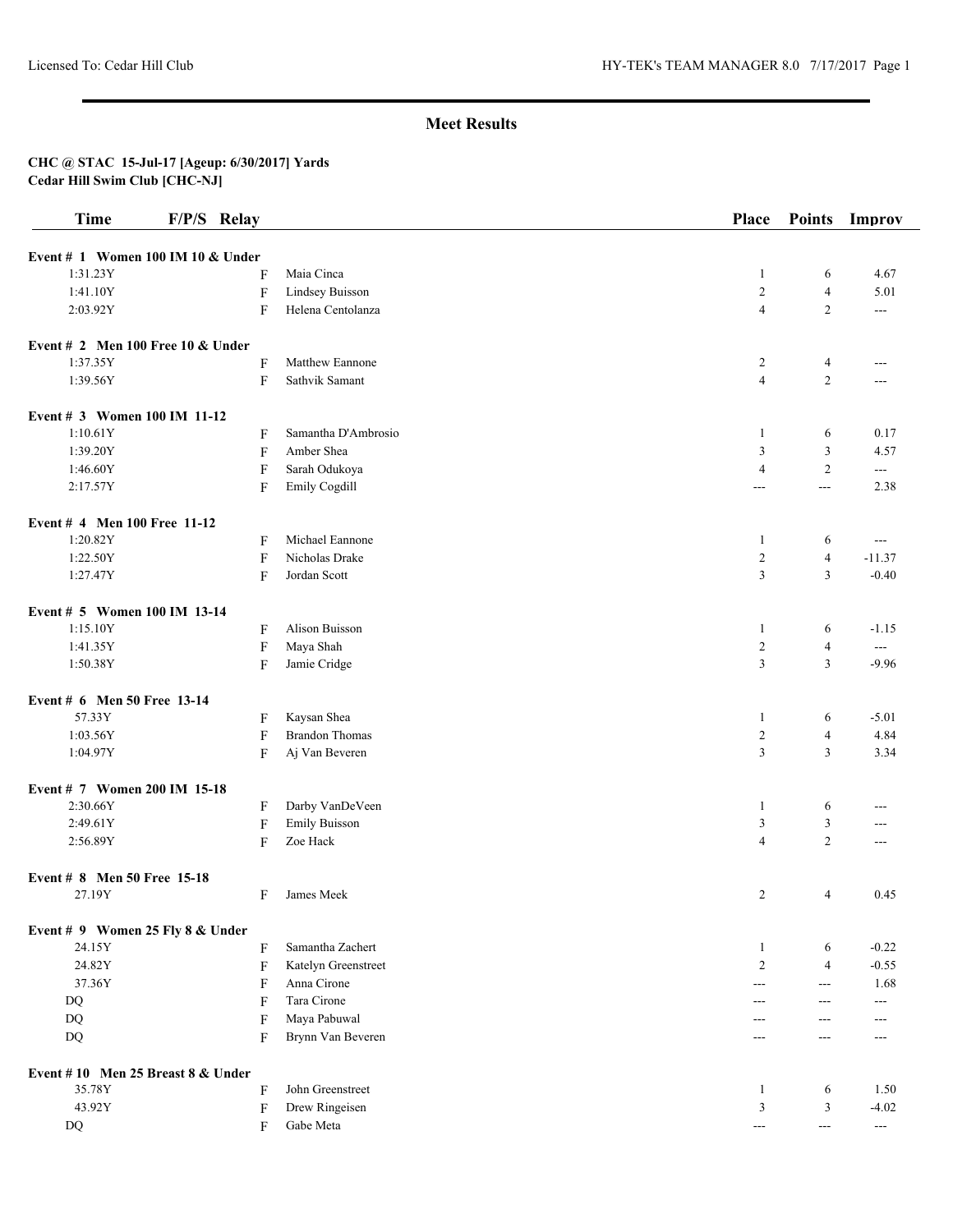## Meet Results

**CHC @ STAC 15-Jul-17 [Ageup: 6/30/2017] Yards**
**Cedar Hill Swim Club [CHC-NJ]**

| Time | F/P/S | Relay | Place | Points | Improv |
|---|---|---|---|---|---|
| **Event # 1 Women 100 IM 10 & Under** | | | | | |
| 1:31.23Y | F | Maia Cinca | 1 | 6 | 4.67 |
| 1:41.10Y | F | Lindsey Buisson | 2 | 4 | 5.01 |
| 2:03.92Y | F | Helena Centolanza | 4 | 2 | --- |
| **Event # 2 Men 100 Free 10 & Under** | | | | | |
| 1:37.35Y | F | Matthew Eannone | 2 | 4 | --- |
| 1:39.56Y | F | Sathvik Samant | 4 | 2 | --- |
| **Event # 3 Women 100 IM 11-12** | | | | | |
| 1:10.61Y | F | Samantha D'Ambrosio | 1 | 6 | 0.17 |
| 1:39.20Y | F | Amber Shea | 3 | 3 | 4.57 |
| 1:46.60Y | F | Sarah Odukoya | 4 | 2 | --- |
| 2:17.57Y | F | Emily Cogdill | --- | --- | 2.38 |
| **Event # 4 Men 100 Free 11-12** | | | | | |
| 1:20.82Y | F | Michael Eannone | 1 | 6 | --- |
| 1:22.50Y | F | Nicholas Drake | 2 | 4 | -11.37 |
| 1:27.47Y | F | Jordan Scott | 3 | 3 | -0.40 |
| **Event # 5 Women 100 IM 13-14** | | | | | |
| 1:15.10Y | F | Alison Buisson | 1 | 6 | -1.15 |
| 1:41.35Y | F | Maya Shah | 2 | 4 | --- |
| 1:50.38Y | F | Jamie Cridge | 3 | 3 | -9.96 |
| **Event # 6 Men 50 Free 13-14** | | | | | |
| 57.33Y | F | Kaysan Shea | 1 | 6 | -5.01 |
| 1:03.56Y | F | Brandon Thomas | 2 | 4 | 4.84 |
| 1:04.97Y | F | Aj Van Beveren | 3 | 3 | 3.34 |
| **Event # 7 Women 200 IM 15-18** | | | | | |
| 2:30.66Y | F | Darby VanDeVeen | 1 | 6 | --- |
| 2:49.61Y | F | Emily Buisson | 3 | 3 | --- |
| 2:56.89Y | F | Zoe Hack | 4 | 2 | --- |
| **Event # 8 Men 50 Free 15-18** | | | | | |
| 27.19Y | F | James Meek | 2 | 4 | 0.45 |
| **Event # 9 Women 25 Fly 8 & Under** | | | | | |
| 24.15Y | F | Samantha Zachert | 1 | 6 | -0.22 |
| 24.82Y | F | Katelyn Greenstreet | 2 | 4 | -0.55 |
| 37.36Y | F | Anna Cirone | --- | --- | 1.68 |
| DQ | F | Tara Cirone | --- | --- | --- |
| DQ | F | Maya Pabuwal | --- | --- | --- |
| DQ | F | Brynn Van Beveren | --- | --- | --- |
| **Event # 10 Men 25 Breast 8 & Under** | | | | | |
| 35.78Y | F | John Greenstreet | 1 | 6 | 1.50 |
| 43.92Y | F | Drew Ringeisen | 3 | 3 | -4.02 |
| DQ | F | Gabe Meta | --- | --- | --- |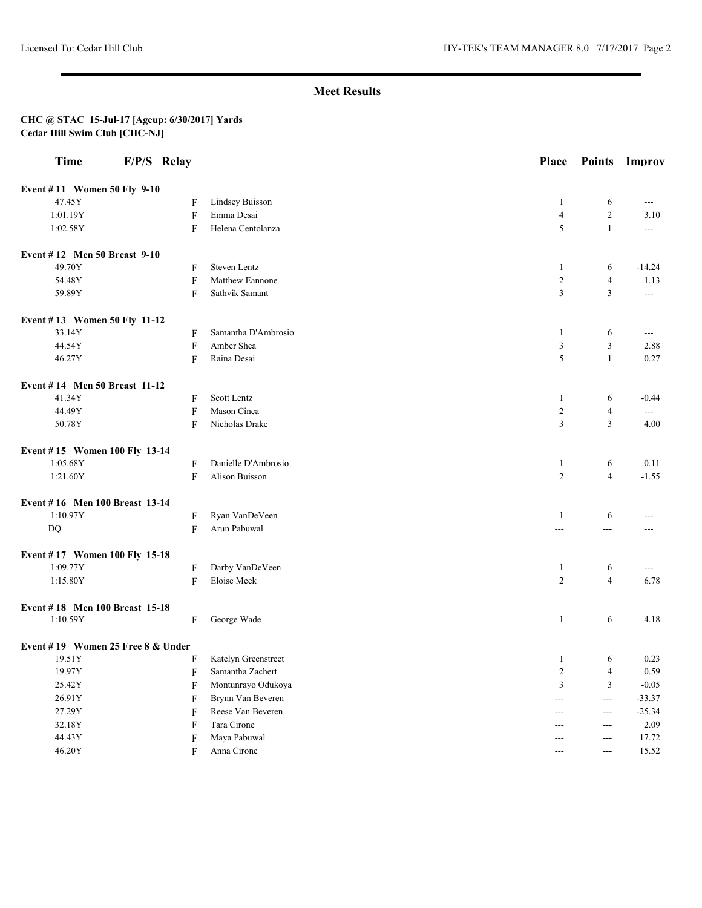## Meet Results

**CHC @ STAC 15-Jul-17 [Ageup: 6/30/2017] Yards**
**Cedar Hill Swim Club [CHC-NJ]**

| Time | F/P/S | Relay | Place | Points | Improv |
|---|---|---|---|---|---|
| **Event # 11 Women 50 Fly 9-10** | | | | | |
| 47.45Y | F | Lindsey Buisson | 1 | 6 | --- |
| 1:01.19Y | F | Emma Desai | 4 | 2 | 3.10 |
| 1:02.58Y | F | Helena Centolanza | 5 | 1 | --- |
| **Event # 12 Men 50 Breast 9-10** | | | | | |
| 49.70Y | F | Steven Lentz | 1 | 6 | -14.24 |
| 54.48Y | F | Matthew Eannone | 2 | 4 | 1.13 |
| 59.89Y | F | Sathvik Samant | 3 | 3 | --- |
| **Event # 13 Women 50 Fly 11-12** | | | | | |
| 33.14Y | F | Samantha D'Ambrosio | 1 | 6 | --- |
| 44.54Y | F | Amber Shea | 3 | 3 | 2.88 |
| 46.27Y | F | Raina Desai | 5 | 1 | 0.27 |
| **Event # 14 Men 50 Breast 11-12** | | | | | |
| 41.34Y | F | Scott Lentz | 1 | 6 | -0.44 |
| 44.49Y | F | Mason Cinca | 2 | 4 | --- |
| 50.78Y | F | Nicholas Drake | 3 | 3 | 4.00 |
| **Event # 15 Women 100 Fly 13-14** | | | | | |
| 1:05.68Y | F | Danielle D'Ambrosio | 1 | 6 | 0.11 |
| 1:21.60Y | F | Alison Buisson | 2 | 4 | -1.55 |
| **Event # 16 Men 100 Breast 13-14** | | | | | |
| 1:10.97Y | F | Ryan VanDeVeen | 1 | 6 | --- |
| DQ | F | Arun Pabuwal | --- | --- | --- |
| **Event # 17 Women 100 Fly 15-18** | | | | | |
| 1:09.77Y | F | Darby VanDeVeen | 1 | 6 | --- |
| 1:15.80Y | F | Eloise Meek | 2 | 4 | 6.78 |
| **Event # 18 Men 100 Breast 15-18** | | | | | |
| 1:10.59Y | F | George Wade | 1 | 6 | 4.18 |
| **Event # 19 Women 25 Free 8 & Under** | | | | | |
| 19.51Y | F | Katelyn Greenstreet | 1 | 6 | 0.23 |
| 19.97Y | F | Samantha Zachert | 2 | 4 | 0.59 |
| 25.42Y | F | Montunrayo Odukoya | 3 | 3 | -0.05 |
| 26.91Y | F | Brynn Van Beveren | --- | --- | -33.37 |
| 27.29Y | F | Reese Van Beveren | --- | --- | -25.34 |
| 32.18Y | F | Tara Cirone | --- | --- | 2.09 |
| 44.43Y | F | Maya Pabuwal | --- | --- | 17.72 |
| 46.20Y | F | Anna Cirone | --- | --- | 15.52 |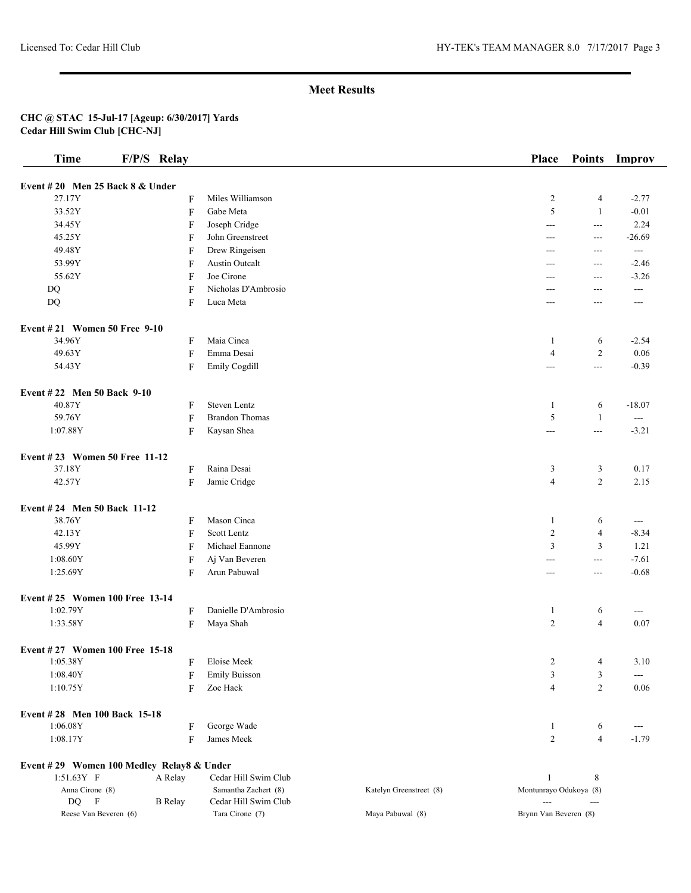## Meet Results

**CHC @ STAC 15-Jul-17 [Ageup: 6/30/2017] Yards**
**Cedar Hill Swim Club [CHC-NJ]**

| Time | F/P/S | Relay | | | Place | Points | Improv |
|---|---|---|---|---|---|---|---|
| **Event # 20 Men 25 Back 8 & Under** | | | | | | | |
| 27.17Y | F | | Miles Williamson | | 2 | 4 | -2.77 |
| 33.52Y | F | | Gabe Meta | | 5 | 1 | -0.01 |
| 34.45Y | F | | Joseph Cridge | | --- | --- | 2.24 |
| 45.25Y | F | | John Greenstreet | | --- | --- | -26.69 |
| 49.48Y | F | | Drew Ringeisen | | --- | --- | --- |
| 53.99Y | F | | Austin Outcalt | | --- | --- | -2.46 |
| 55.62Y | F | | Joe Cirone | | --- | --- | -3.26 |
| DQ | F | | Nicholas D'Ambrosio | | --- | --- | --- |
| DQ | F | | Luca Meta | | --- | --- | --- |
| **Event # 21 Women 50 Free 9-10** | | | | | | | |
| 34.96Y | F | | Maia Cinca | | 1 | 6 | -2.54 |
| 49.63Y | F | | Emma Desai | | 4 | 2 | 0.06 |
| 54.43Y | F | | Emily Cogdill | | --- | --- | -0.39 |
| **Event # 22 Men 50 Back 9-10** | | | | | | | |
| 40.87Y | F | | Steven Lentz | | 1 | 6 | -18.07 |
| 59.76Y | F | | Brandon Thomas | | 5 | 1 | --- |
| 1:07.88Y | F | | Kaysan Shea | | --- | --- | -3.21 |
| **Event # 23 Women 50 Free 11-12** | | | | | | | |
| 37.18Y | F | | Raina Desai | | 3 | 3 | 0.17 |
| 42.57Y | F | | Jamie Cridge | | 4 | 2 | 2.15 |
| **Event # 24 Men 50 Back 11-12** | | | | | | | |
| 38.76Y | F | | Mason Cinca | | 1 | 6 | --- |
| 42.13Y | F | | Scott Lentz | | 2 | 4 | -8.34 |
| 45.99Y | F | | Michael Eannone | | 3 | 3 | 1.21 |
| 1:08.60Y | F | | Aj Van Beveren | | --- | --- | -7.61 |
| 1:25.69Y | F | | Arun Pabuwal | | --- | --- | -0.68 |
| **Event # 25 Women 100 Free 13-14** | | | | | | | |
| 1:02.79Y | F | | Danielle D'Ambrosio | | 1 | 6 | --- |
| 1:33.58Y | F | | Maya Shah | | 2 | 4 | 0.07 |
| **Event # 27 Women 100 Free 15-18** | | | | | | | |
| 1:05.38Y | F | | Eloise Meek | | 2 | 4 | 3.10 |
| 1:08.40Y | F | | Emily Buisson | | 3 | 3 | --- |
| 1:10.75Y | F | | Zoe Hack | | 4 | 2 | 0.06 |
| **Event # 28 Men 100 Back 15-18** | | | | | | | |
| 1:06.08Y | F | | George Wade | | 1 | 6 | --- |
| 1:08.17Y | F | | James Meek | | 2 | 4 | -1.79 |
| **Event # 29 Women 100 Medley Relay8 & Under** | | | | | | | |
| 1:51.63Y | F | A Relay | Cedar Hill Swim Club | | 1 | 8 | |
| Anna Cirone (8) | | | Samantha Zachert (8) | Katelyn Greenstreet (8) | Montunrayo Odukoya (8) | | |
| DQ | F | B Relay | Cedar Hill Swim Club | | --- | --- | |
| Reese Van Beveren (6) | | | Tara Cirone (7) | Maya Pabuwal (8) | Brynn Van Beveren (8) | | |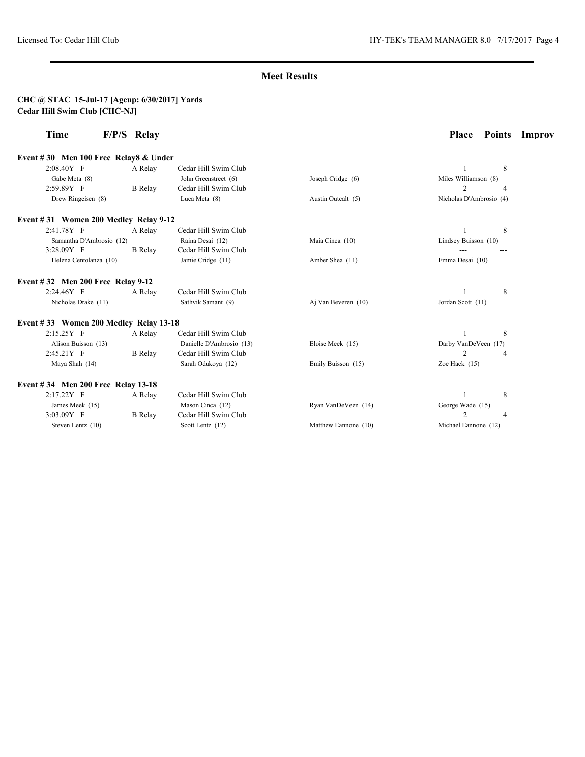## Meet Results

**CHC @ STAC 15-Jul-17 [Ageup: 6/30/2017] Yards**
**Cedar Hill Swim Club [CHC-NJ]**

| Time | F/P/S | Relay | | | Place | Points | Improv |
|---|---|---|---|---|---|---|---|
| **Event # 30 Men 100 Free Relay8 & Under** | | | | | | | |
| 2:08.40Y | F | A Relay | Cedar Hill Swim Club | | 1 | 8 | |
| Gabe Meta (8) | | | John Greenstreet (6) | Joseph Cridge (6) | Miles Williamson (8) | | |
| 2:59.89Y | F | B Relay | Cedar Hill Swim Club | | 2 | 4 | |
| Drew Ringeisen (8) | | | Luca Meta (8) | Austin Outcalt (5) | Nicholas D'Ambrosio (4) | | |
| **Event # 31 Women 200 Medley Relay 9-12** | | | | | | | |
| 2:41.78Y | F | A Relay | Cedar Hill Swim Club | | 1 | 8 | |
| Samantha D'Ambrosio (12) | | | Raina Desai (12) | Maia Cinca (10) | Lindsey Buisson (10) | | |
| 3:28.09Y | F | B Relay | Cedar Hill Swim Club | | --- | --- | |
| Helena Centolanza (10) | | | Jamie Cridge (11) | Amber Shea (11) | Emma Desai (10) | | |
| **Event # 32 Men 200 Free Relay 9-12** | | | | | | | |
| 2:24.46Y | F | A Relay | Cedar Hill Swim Club | | 1 | 8 | |
| Nicholas Drake (11) | | | Sathvik Samant (9) | Aj Van Beveren (10) | Jordan Scott (11) | | |
| **Event # 33 Women 200 Medley Relay 13-18** | | | | | | | |
| 2:15.25Y | F | A Relay | Cedar Hill Swim Club | | 1 | 8 | |
| Alison Buisson (13) | | | Danielle D'Ambrosio (13) | Eloise Meek (15) | Darby VanDeVeen (17) | | |
| 2:45.21Y | F | B Relay | Cedar Hill Swim Club | | 2 | 4 | |
| Maya Shah (14) | | | Sarah Odukoya (12) | Emily Buisson (15) | Zoe Hack (15) | | |
| **Event # 34 Men 200 Free Relay 13-18** | | | | | | | |
| 2:17.22Y | F | A Relay | Cedar Hill Swim Club | | 1 | 8 | |
| James Meek (15) | | | Mason Cinca (12) | Ryan VanDeVeen (14) | George Wade (15) | | |
| 3:03.09Y | F | B Relay | Cedar Hill Swim Club | | 2 | 4 | |
| Steven Lentz (10) | | | Scott Lentz (12) | Matthew Eannone (10) | Michael Eannone (12) | | |